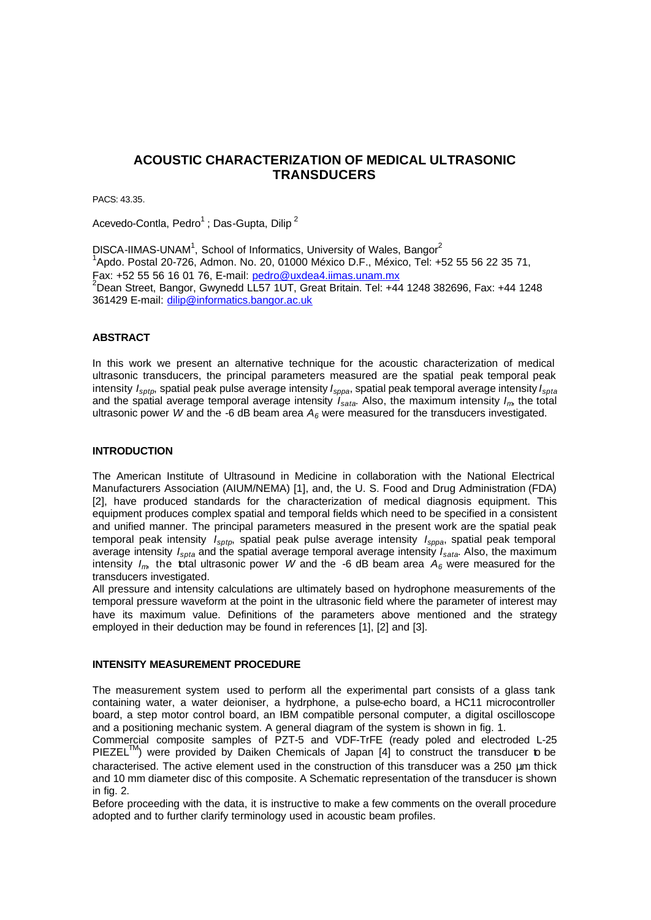# ACOUSTIC CHARACTERIZATION OF MEDICAL ULTRASONIC TRANSDUCERS

PACS: 43.35.

Acevedo-Contla, Pedro[1] ; Das-Gupta, Dilip [2]

DISCA-IIMAS-UNAM[1], School of Informatics, University of Wales, Bangor[2]
[1]Apdo. Postal 20-726, Admon. No. 20, 01000 México D.F., México, Tel: +52 55 56 22 35 71, Fax: +52 55 56 16 01 76, E-mail: pedro@uxdea4.iimas.unam.mx
[2]Dean Street, Bangor, Gwynedd LL57 1UT, Great Britain. Tel: +44 1248 382696, Fax: +44 1248 361429 E-mail: dilip@informatics.bangor.ac.uk

## ABSTRACT

In this work we present an alternative technique for the acoustic characterization of medical ultrasonic transducers, the principal parameters measured are the spatial peak temporal peak intensity $I_{sptp}$, spatial peak pulse average intensity $I_{sppa}$, spatial peak temporal average intensity $I_{spta}$ and the spatial average temporal average intensity $I_{sata}$. Also, the maximum intensity $I_m$, the total ultrasonic power $W$ and the -6 dB beam area $A_6$ were measured for the transducers investigated.

## INTRODUCTION

The American Institute of Ultrasound in Medicine in collaboration with the National Electrical Manufacturers Association (AIUM/NEMA) [1], and, the U. S. Food and Drug Administration (FDA) [2], have produced standards for the characterization of medical diagnosis equipment. This equipment produces complex spatial and temporal fields which need to be specified in a consistent and unified manner. The principal parameters measured in the present work are the spatial peak temporal peak intensity $I_{sptp}$, spatial peak pulse average intensity $I_{sppa}$, spatial peak temporal average intensity $I_{spta}$ and the spatial average temporal average intensity $I_{sata}$. Also, the maximum intensity $I_m$, the total ultrasonic power $W$ and the -6 dB beam area $A_6$ were measured for the transducers investigated.

All pressure and intensity calculations are ultimately based on hydrophone measurements of the temporal pressure waveform at the point in the ultrasonic field where the parameter of interest may have its maximum value. Definitions of the parameters above mentioned and the strategy employed in their deduction may be found in references [1], [2] and [3].

## INTENSITY MEASUREMENT PROCEDURE

The measurement system used to perform all the experimental part consists of a glass tank containing water, a water deioniser, a hydrphone, a pulse-echo board, a HC11 microcontroller board, a step motor control board, an IBM compatible personal computer, a digital oscilloscope and a positioning mechanic system. A general diagram of the system is shown in fig. 1.

Commercial composite samples of PZT-5 and VDF-TrFE (ready poled and electroded L-25 PIEZEL™) were provided by Daiken Chemicals of Japan [4] to construct the transducer to be characterised. The active element used in the construction of this transducer was a 250 µm thick and 10 mm diameter disc of this composite. A Schematic representation of the transducer is shown in fig. 2.

Before proceeding with the data, it is instructive to make a few comments on the overall procedure adopted and to further clarify terminology used in acoustic beam profiles.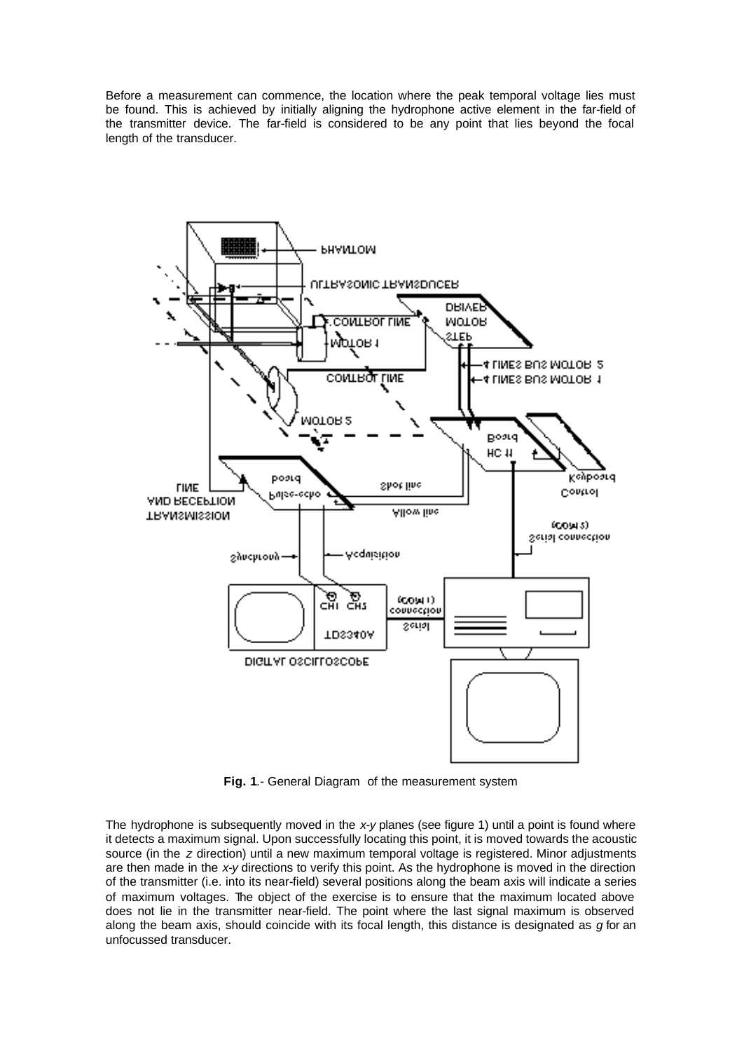Before a measurement can commence, the location where the peak temporal voltage lies must be found. This is achieved by initially aligning the hydrophone active element in the far-field of the transmitter device. The far-field is considered to be any point that lies beyond the focal length of the transducer.

**Fig. 1**.- General Diagram of the measurement system

The hydrophone is subsequently moved in the *x-y* planes (see figure 1) until a point is found where it detects a maximum signal. Upon successfully locating this point, it is moved towards the acoustic source (in the *z* direction) until a new maximum temporal voltage is registered. Minor adjustments are then made in the *x-y* directions to verify this point. As the hydrophone is moved in the direction of the transmitter (i.e. into its near-field) several positions along the beam axis will indicate a series of maximum voltages. The object of the exercise is to ensure that the maximum located above does not lie in the transmitter near-field. The point where the last signal maximum is observed along the beam axis, should coincide with its focal length, this distance is designated as *g* for an unfocussed transducer.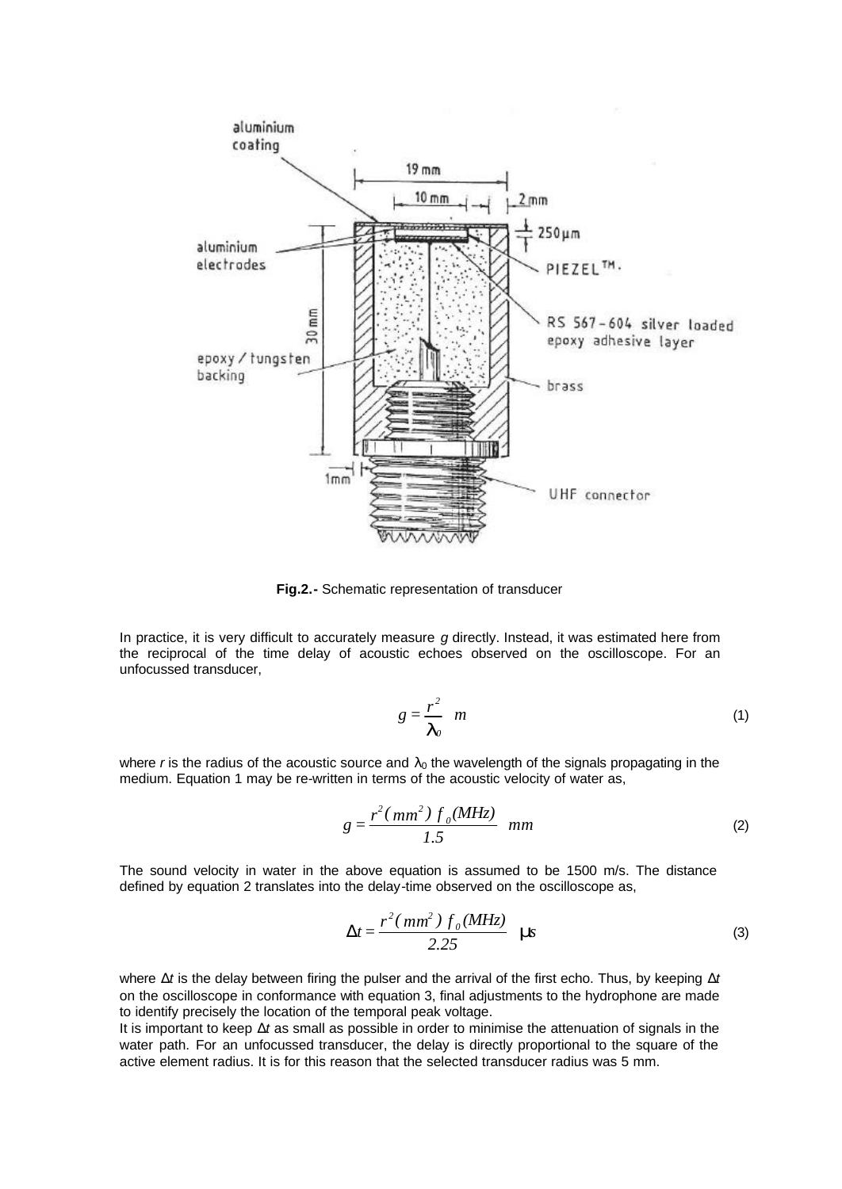**Fig.2.-** Schematic representation of transducer

In practice, it is very difficult to accurately measure $g$ directly. Instead, it was estimated here from the reciprocal of the time delay of acoustic echoes observed on the oscilloscope. For an unfocussed transducer,

$$g = \frac{r^2}{\lambda_0} \quad m \tag{1}$$

where $r$ is the radius of the acoustic source and $\lambda_0$ the wavelength of the signals propagating in the medium. Equation 1 may be re-written in terms of the acoustic velocity of water as,

$$g = \frac{r^2(mm^2)\, f_0(MHz)}{1.5} \quad mm \tag{2}$$

The sound velocity in water in the above equation is assumed to be 1500 m/s. The distance defined by equation 2 translates into the delay-time observed on the oscilloscope as,

$$\Delta t = \frac{r^2(mm^2)\, f_0(MHz)}{2.25} \quad \mu s \tag{3}$$

where $\Delta t$ is the delay between firing the pulser and the arrival of the first echo. Thus, by keeping $\Delta t$ on the oscilloscope in conformance with equation 3, final adjustments to the hydrophone are made to identify precisely the location of the temporal peak voltage.

It is important to keep $\Delta t$ as small as possible in order to minimise the attenuation of signals in the water path. For an unfocussed transducer, the delay is directly proportional to the square of the active element radius. It is for this reason that the selected transducer radius was 5 mm.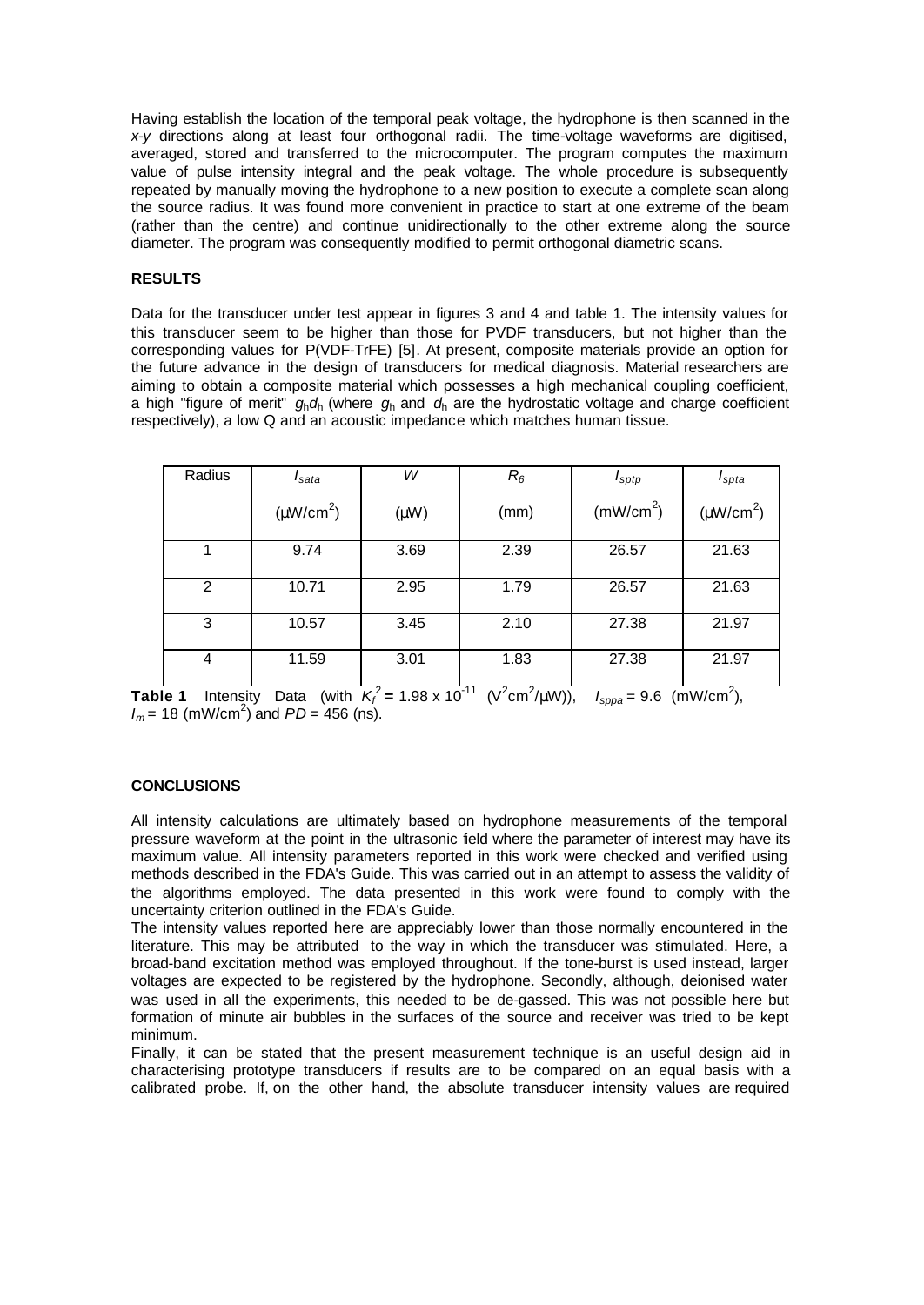Having establish the location of the temporal peak voltage, the hydrophone is then scanned in the *x-y* directions along at least four orthogonal radii. The time-voltage waveforms are digitised, averaged, stored and transferred to the microcomputer. The program computes the maximum value of pulse intensity integral and the peak voltage. The whole procedure is subsequently repeated by manually moving the hydrophone to a new position to execute a complete scan along the source radius. It was found more convenient in practice to start at one extreme of the beam (rather than the centre) and continue unidirectionally to the other extreme along the source diameter. The program was consequently modified to permit orthogonal diametric scans.

**RESULTS**

Data for the transducer under test appear in figures 3 and 4 and table 1. The intensity values for this transducer seem to be higher than those for PVDF transducers, but not higher than the corresponding values for P(VDF-TrFE) [5]. At present, composite materials provide an option for the future advance in the design of transducers for medical diagnosis. Material researchers are aiming to obtain a composite material which possesses a high mechanical coupling coefficient, a high "figure of merit" $g_h d_h$ (where $g_h$ and $d_h$ are the hydrostatic voltage and charge coefficient respectively), a low Q and an acoustic impedance which matches human tissue.

| Radius | $I_{sata}$ (μW/cm$^2$) | $W$ (μW) | $R_6$ (mm) | $I_{sptp}$ (mW/cm$^2$) | $I_{spta}$ (μW/cm$^2$) |
|---|---|---|---|---|---|
| 1 | 9.74 | 3.69 | 2.39 | 26.57 | 21.63 |
| 2 | 10.71 | 2.95 | 1.79 | 26.57 | 21.63 |
| 3 | 10.57 | 3.45 | 2.10 | 27.38 | 21.97 |
| 4 | 11.59 | 3.01 | 1.83 | 27.38 | 21.97 |

**Table 1** Intensity Data (with $K_f^2 = 1.98 \times 10^{-11}$ (V$^2$cm$^2$/μW)), $I_{sppa} = 9.6$ (mW/cm$^2$), $I_m = 18$ (mW/cm$^2$) and $PD = 456$ (ns).

**CONCLUSIONS**

All intensity calculations are ultimately based on hydrophone measurements of the temporal pressure waveform at the point in the ultrasonic field where the parameter of interest may have its maximum value. All intensity parameters reported in this work were checked and verified using methods described in the FDA's Guide. This was carried out in an attempt to assess the validity of the algorithms employed. The data presented in this work were found to comply with the uncertainty criterion outlined in the FDA's Guide.

The intensity values reported here are appreciably lower than those normally encountered in the literature. This may be attributed to the way in which the transducer was stimulated. Here, a broad-band excitation method was employed throughout. If the tone-burst is used instead, larger voltages are expected to be registered by the hydrophone. Secondly, although, deionised water was used in all the experiments, this needed to be de-gassed. This was not possible here but formation of minute air bubbles in the surfaces of the source and receiver was tried to be kept minimum.

Finally, it can be stated that the present measurement technique is an useful design aid in characterising prototype transducers if results are to be compared on an equal basis with a calibrated probe. If, on the other hand, the absolute transducer intensity values are required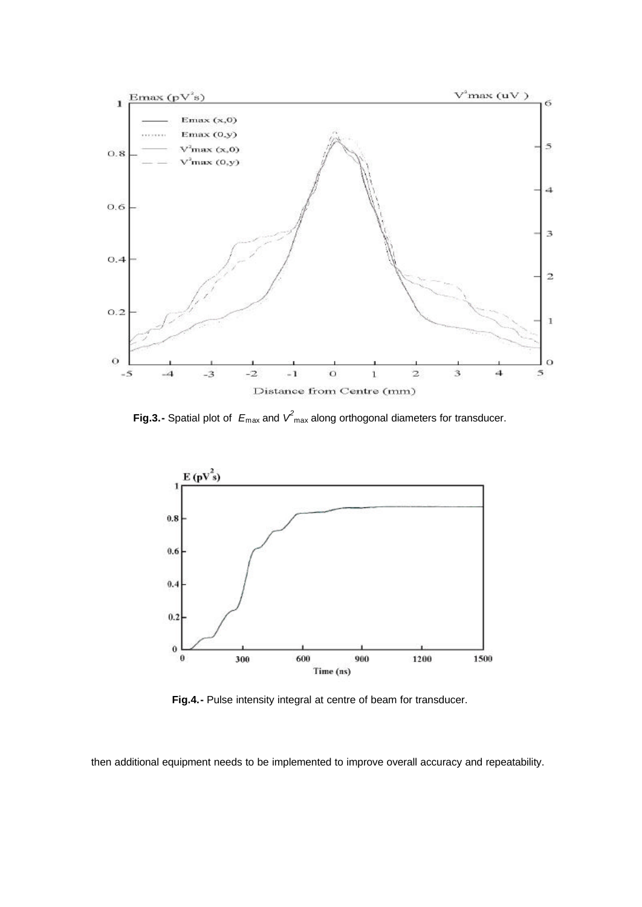**Fig.3.-** Spatial plot of $E_{\max}$ and $V^2_{\max}$ along orthogonal diameters for transducer.

**Fig.4.-** Pulse intensity integral at centre of beam for transducer.

then additional equipment needs to be implemented to improve overall accuracy and repeatability.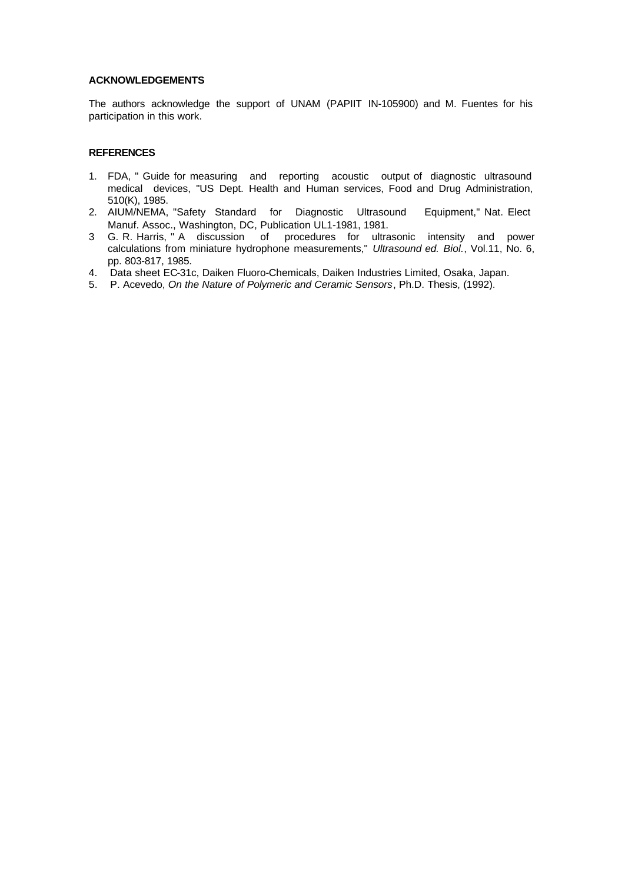## ACKNOWLEDGEMENTS

The authors acknowledge the support of UNAM (PAPIIT IN-105900) and M. Fuentes for his participation in this work.

## REFERENCES

1. FDA, " Guide for measuring and reporting acoustic output of diagnostic ultrasound medical devices, "US Dept. Health and Human services, Food and Drug Administration, 510(K), 1985.
2. AIUM/NEMA, "Safety Standard for Diagnostic Ultrasound Equipment," Nat. Elect Manuf. Assoc., Washington, DC, Publication UL1-1981, 1981.
3. G. R. Harris, " A discussion of procedures for ultrasonic intensity and power calculations from miniature hydrophone measurements," *Ultrasound ed. Biol.*, Vol.11, No. 6, pp. 803-817, 1985.
4. Data sheet EC-31c, Daiken Fluoro-Chemicals, Daiken Industries Limited, Osaka, Japan.
5. P. Acevedo, *On the Nature of Polymeric and Ceramic Sensors*, Ph.D. Thesis, (1992).